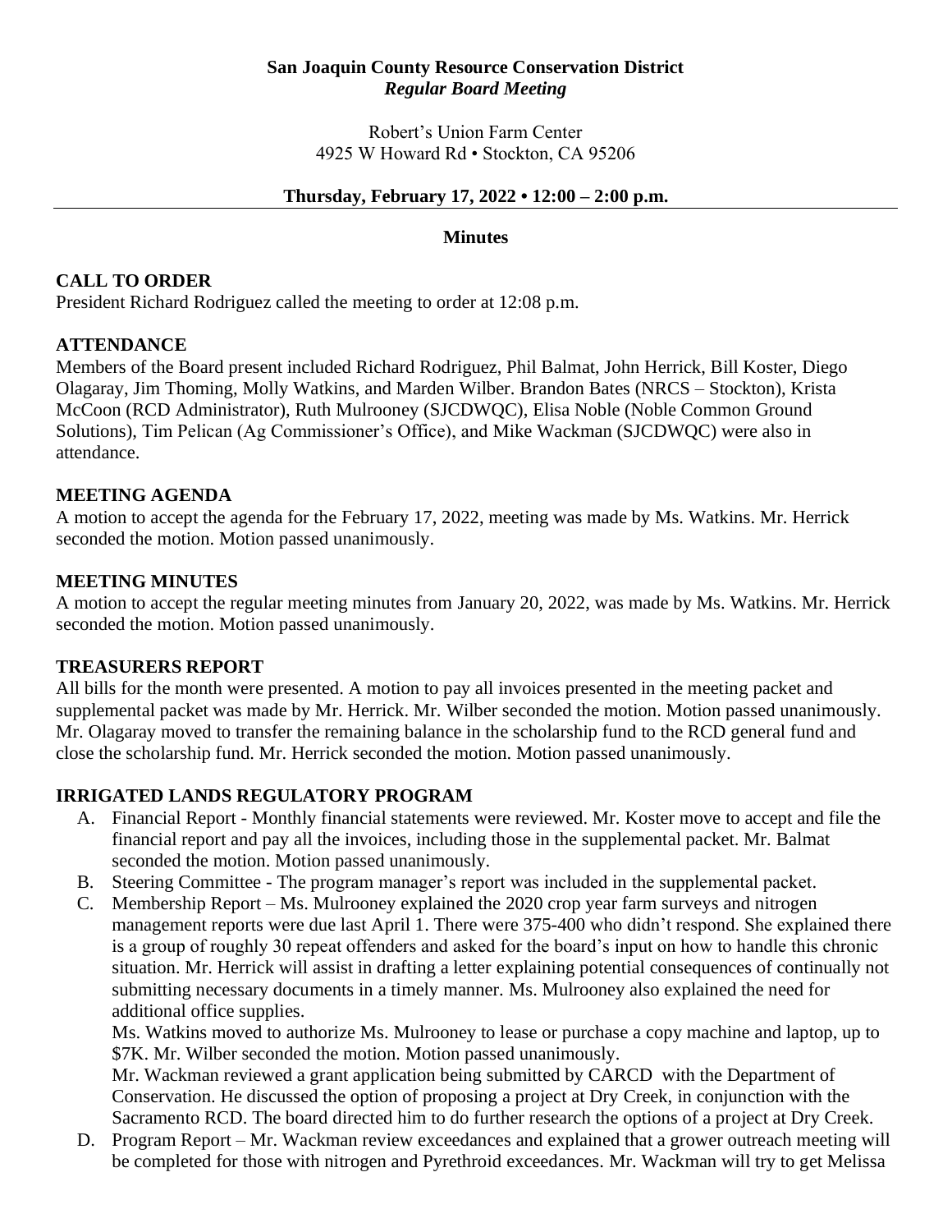**San Joaquin County Resource Conservation District**
***Regular Board Meeting***

Robert's Union Farm Center
4925 W Howard Rd • Stockton, CA 95206

**Thursday, February 17, 2022 • 12:00 – 2:00 p.m.**

**Minutes**

## CALL TO ORDER

President Richard Rodriguez called the meeting to order at 12:08 p.m.

## ATTENDANCE

Members of the Board present included Richard Rodriguez, Phil Balmat, John Herrick, Bill Koster, Diego Olagaray, Jim Thoming, Molly Watkins, and Marden Wilber. Brandon Bates (NRCS – Stockton), Krista McCoon (RCD Administrator), Ruth Mulrooney (SJCDWQC), Elisa Noble (Noble Common Ground Solutions), Tim Pelican (Ag Commissioner's Office), and Mike Wackman (SJCDWQC) were also in attendance.

## MEETING AGENDA

A motion to accept the agenda for the February 17, 2022, meeting was made by Ms. Watkins. Mr. Herrick seconded the motion. Motion passed unanimously.

## MEETING MINUTES

A motion to accept the regular meeting minutes from January 20, 2022, was made by Ms. Watkins. Mr. Herrick seconded the motion. Motion passed unanimously.

## TREASURERS REPORT

All bills for the month were presented. A motion to pay all invoices presented in the meeting packet and supplemental packet was made by Mr. Herrick. Mr. Wilber seconded the motion. Motion passed unanimously. Mr. Olagaray moved to transfer the remaining balance in the scholarship fund to the RCD general fund and close the scholarship fund. Mr. Herrick seconded the motion. Motion passed unanimously.

## IRRIGATED LANDS REGULATORY PROGRAM

A. Financial Report - Monthly financial statements were reviewed. Mr. Koster move to accept and file the financial report and pay all the invoices, including those in the supplemental packet. Mr. Balmat seconded the motion. Motion passed unanimously.

B. Steering Committee - The program manager's report was included in the supplemental packet.

C. Membership Report – Ms. Mulrooney explained the 2020 crop year farm surveys and nitrogen management reports were due last April 1. There were 375-400 who didn't respond. She explained there is a group of roughly 30 repeat offenders and asked for the board's input on how to handle this chronic situation. Mr. Herrick will assist in drafting a letter explaining potential consequences of continually not submitting necessary documents in a timely manner. Ms. Mulrooney also explained the need for additional office supplies.

   Ms. Watkins moved to authorize Ms. Mulrooney to lease or purchase a copy machine and laptop, up to $7K. Mr. Wilber seconded the motion. Motion passed unanimously.

   Mr. Wackman reviewed a grant application being submitted by CARCD with the Department of Conservation. He discussed the option of proposing a project at Dry Creek, in conjunction with the Sacramento RCD. The board directed him to do further research the options of a project at Dry Creek.

D. Program Report – Mr. Wackman review exceedances and explained that a grower outreach meeting will be completed for those with nitrogen and Pyrethroid exceedances. Mr. Wackman will try to get Melissa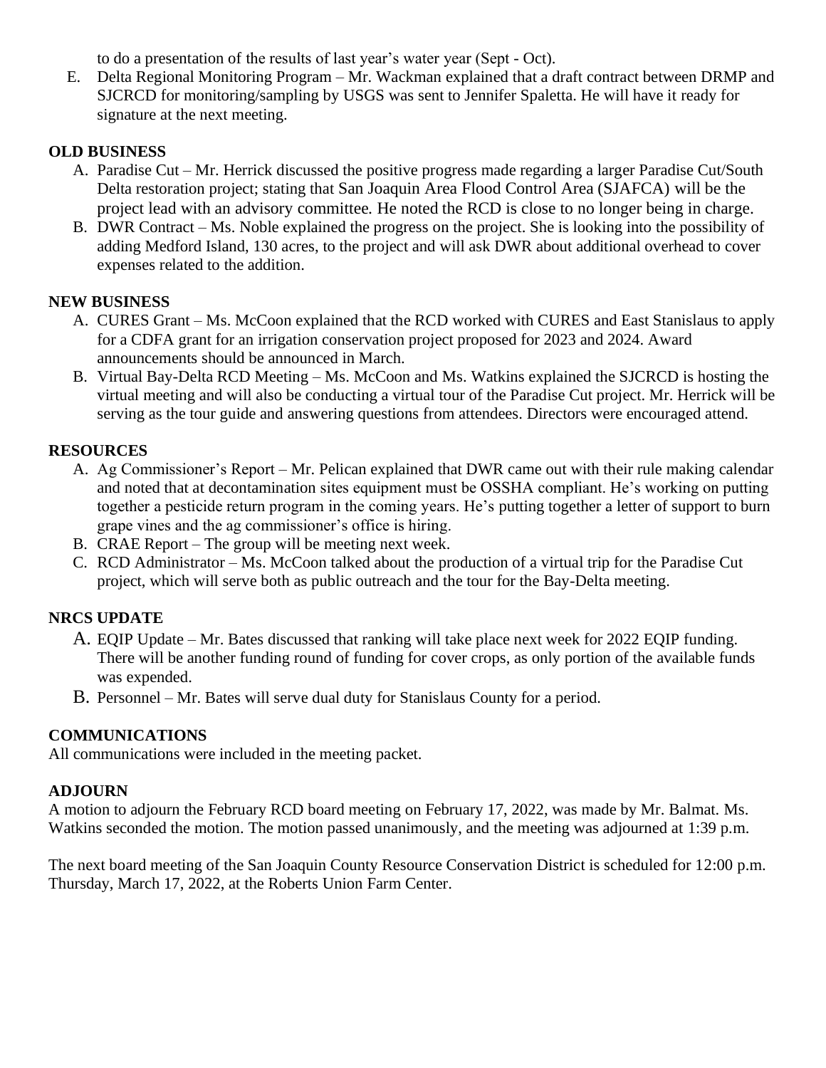to do a presentation of the results of last year's water year (Sept - Oct).

E. Delta Regional Monitoring Program – Mr. Wackman explained that a draft contract between DRMP and SJCRCD for monitoring/sampling by USGS was sent to Jennifer Spaletta. He will have it ready for signature at the next meeting.

**OLD BUSINESS**

A. Paradise Cut – Mr. Herrick discussed the positive progress made regarding a larger Paradise Cut/South Delta restoration project; stating that San Joaquin Area Flood Control Area (SJAFCA) will be the project lead with an advisory committee. He noted the RCD is close to no longer being in charge.

B. DWR Contract – Ms. Noble explained the progress on the project. She is looking into the possibility of adding Medford Island, 130 acres, to the project and will ask DWR about additional overhead to cover expenses related to the addition.

**NEW BUSINESS**

A. CURES Grant – Ms. McCoon explained that the RCD worked with CURES and East Stanislaus to apply for a CDFA grant for an irrigation conservation project proposed for 2023 and 2024. Award announcements should be announced in March.

B. Virtual Bay-Delta RCD Meeting – Ms. McCoon and Ms. Watkins explained the SJCRCD is hosting the virtual meeting and will also be conducting a virtual tour of the Paradise Cut project. Mr. Herrick will be serving as the tour guide and answering questions from attendees. Directors were encouraged attend.

**RESOURCES**

A. Ag Commissioner's Report – Mr. Pelican explained that DWR came out with their rule making calendar and noted that at decontamination sites equipment must be OSSHA compliant. He's working on putting together a pesticide return program in the coming years. He's putting together a letter of support to burn grape vines and the ag commissioner's office is hiring.

B. CRAE Report – The group will be meeting next week.

C. RCD Administrator – Ms. McCoon talked about the production of a virtual trip for the Paradise Cut project, which will serve both as public outreach and the tour for the Bay-Delta meeting.

**NRCS UPDATE**

A. EQIP Update – Mr. Bates discussed that ranking will take place next week for 2022 EQIP funding. There will be another funding round of funding for cover crops, as only portion of the available funds was expended.

B. Personnel – Mr. Bates will serve dual duty for Stanislaus County for a period.

**COMMUNICATIONS**

All communications were included in the meeting packet.

**ADJOURN**

A motion to adjourn the February RCD board meeting on February 17, 2022, was made by Mr. Balmat. Ms. Watkins seconded the motion. The motion passed unanimously, and the meeting was adjourned at 1:39 p.m.

The next board meeting of the San Joaquin County Resource Conservation District is scheduled for 12:00 p.m. Thursday, March 17, 2022, at the Roberts Union Farm Center.